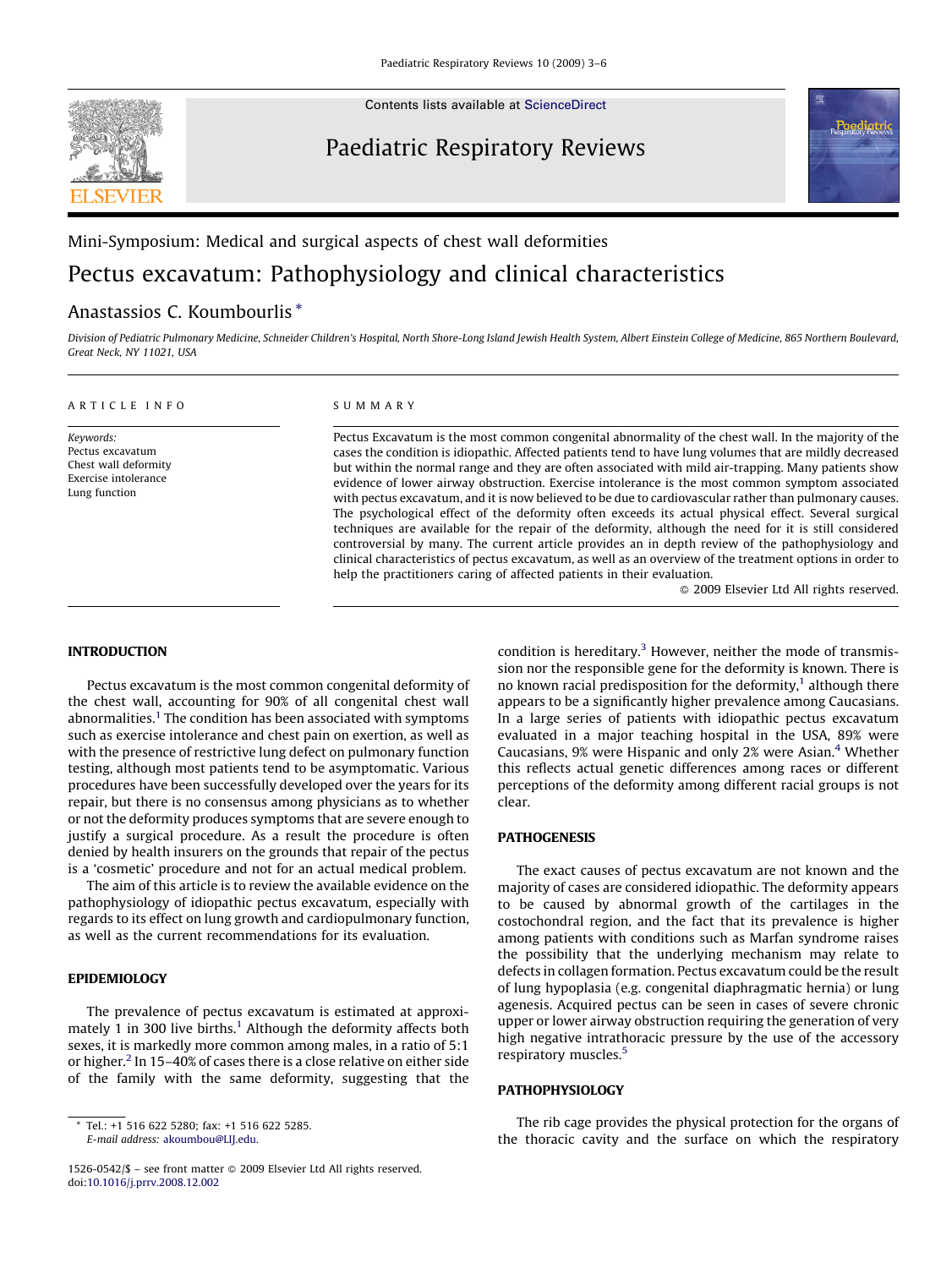Contents lists available at ScienceDirect

# Paediatric Respiratory Reviews

Mini-Symposium: Medical and surgical aspects of chest wall deformities

# Pectus excavatum: Pathophysiology and clinical characteristics

Anastassios C. Koumbourlis *

*Division of Pediatric Pulmonary Medicine, Schneider Children's Hospital, North Shore-Long Island Jewish Health System, Albert Einstein College of Medicine, 865 Northern Boulevard, Great Neck, NY 11021, USA*

ARTICLE INFO

*Keywords:*
Pectus excavatum
Chest wall deformity
Exercise intolerance
Lung function

SUMMARY

Pectus Excavatum is the most common congenital abnormality of the chest wall. In the majority of the cases the condition is idiopathic. Affected patients tend to have lung volumes that are mildly decreased but within the normal range and they are often associated with mild air-trapping. Many patients show evidence of lower airway obstruction. Exercise intolerance is the most common symptom associated with pectus excavatum, and it is now believed to be due to cardiovascular rather than pulmonary causes. The psychological effect of the deformity often exceeds its actual physical effect. Several surgical techniques are available for the repair of the deformity, although the need for it is still considered controversial by many. The current article provides an in depth review of the pathophysiology and clinical characteristics of pectus excavatum, as well as an overview of the treatment options in order to help the practitioners caring of affected patients in their evaluation.

© 2009 Elsevier Ltd All rights reserved.

## INTRODUCTION

Pectus excavatum is the most common congenital deformity of the chest wall, accounting for 90% of all congenital chest wall abnormalities.[1] The condition has been associated with symptoms such as exercise intolerance and chest pain on exertion, as well as with the presence of restrictive lung defect on pulmonary function testing, although most patients tend to be asymptomatic. Various procedures have been successfully developed over the years for its repair, but there is no consensus among physicians as to whether or not the deformity produces symptoms that are severe enough to justify a surgical procedure. As a result the procedure is often denied by health insurers on the grounds that repair of the pectus is a 'cosmetic' procedure and not for an actual medical problem.

The aim of this article is to review the available evidence on the pathophysiology of idiopathic pectus excavatum, especially with regards to its effect on lung growth and cardiopulmonary function, as well as the current recommendations for its evaluation.

## EPIDEMIOLOGY

The prevalence of pectus excavatum is estimated at approximately 1 in 300 live births.[1] Although the deformity affects both sexes, it is markedly more common among males, in a ratio of 5:1 or higher.[2] In 15–40% of cases there is a close relative on either side of the family with the same deformity, suggesting that the condition is hereditary.[3] However, neither the mode of transmission nor the responsible gene for the deformity is known. There is no known racial predisposition for the deformity,[1] although there appears to be a significantly higher prevalence among Caucasians. In a large series of patients with idiopathic pectus excavatum evaluated in a major teaching hospital in the USA, 89% were Caucasians, 9% were Hispanic and only 2% were Asian.[4] Whether this reflects actual genetic differences among races or different perceptions of the deformity among different racial groups is not clear.

## PATHOGENESIS

The exact causes of pectus excavatum are not known and the majority of cases are considered idiopathic. The deformity appears to be caused by abnormal growth of the cartilages in the costochondral region, and the fact that its prevalence is higher among patients with conditions such as Marfan syndrome raises the possibility that the underlying mechanism may relate to defects in collagen formation. Pectus excavatum could be the result of lung hypoplasia (e.g. congenital diaphragmatic hernia) or lung agenesis. Acquired pectus can be seen in cases of severe chronic upper or lower airway obstruction requiring the generation of very high negative intrathoracic pressure by the use of the accessory respiratory muscles.[5]

## PATHOPHYSIOLOGY

The rib cage provides the physical protection for the organs of the thoracic cavity and the surface on which the respiratory

* Tel.: +1 516 622 5280; fax: +1 516 622 5285.
*E-mail address:* akoumbou@LIJ.edu.

1526-0542/$ – see front matter © 2009 Elsevier Ltd All rights reserved.
doi:10.1016/j.prrv.2008.12.002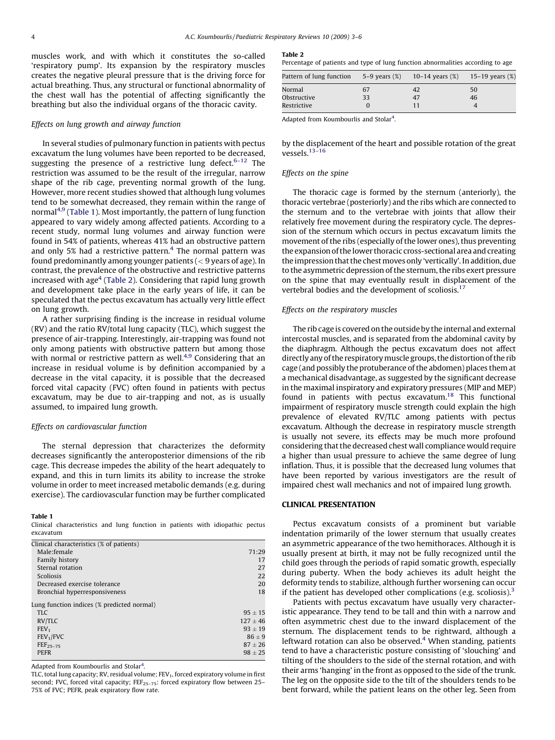muscles work, and with which it constitutes the so-called 'respiratory pump'. Its expansion by the respiratory muscles creates the negative pleural pressure that is the driving force for actual breathing. Thus, any structural or functional abnormality of the chest wall has the potential of affecting significantly the breathing but also the individual organs of the thoracic cavity.

### Effects on lung growth and airway function

In several studies of pulmonary function in patients with pectus excavatum the lung volumes have been reported to be decreased, suggesting the presence of a restrictive lung defect.[6–12] The restriction was assumed to be the result of the irregular, narrow shape of the rib cage, preventing normal growth of the lung. However, more recent studies showed that although lung volumes tend to be somewhat decreased, they remain within the range of normal[4,9] (Table 1). Most importantly, the pattern of lung function appeared to vary widely among affected patients. According to a recent study, normal lung volumes and airway function were found in 54% of patients, whereas 41% had an obstructive pattern and only 5% had a restrictive pattern.[4] The normal pattern was found predominantly among younger patients (< 9 years of age). In contrast, the prevalence of the obstructive and restrictive patterns increased with age[4] (Table 2). Considering that rapid lung growth and development take place in the early years of life, it can be speculated that the pectus excavatum has actually very little effect on lung growth.

A rather surprising finding is the increase in residual volume (RV) and the ratio RV/total lung capacity (TLC), which suggest the presence of air-trapping. Interestingly, air-trapping was found not only among patients with obstructive pattern but among those with normal or restrictive pattern as well.[4,9] Considering that an increase in residual volume is by definition accompanied by a decrease in the vital capacity, it is possible that the decreased forced vital capacity (FVC) often found in patients with pectus excavatum, may be due to air-trapping and not, as is usually assumed, to impaired lung growth.

### Effects on cardiovascular function

The sternal depression that characterizes the deformity decreases significantly the anteroposterior dimensions of the rib cage. This decrease impedes the ability of the heart adequately to expand, and this in turn limits its ability to increase the stroke volume in order to meet increased metabolic demands (e.g. during exercise). The cardiovascular function may be further complicated by the displacement of the heart and possible rotation of the great vessels.[13–16]

**Table 1**
Clinical characteristics and lung function in patients with idiopathic pectus excavatum

| Clinical characteristics (% of patients) | |
|---|---|
| Male:female | 71:29 |
| Family history | 17 |
| Sternal rotation | 27 |
| Scoliosis | 22 |
| Decreased exercise tolerance | 20 |
| Bronchial hyperresponsiveness | 18 |
| **Lung function indices (% predicted normal)** | |
| TLC | 95 ± 15 |
| RV/TLC | 127 ± 46 |
| $FEV_1$ | 93 ± 19 |
| $FEV_1$/FVC | 86 ± 9 |
| $FEF_{25-75}$ | 87 ± 26 |
| PEFR | 98 ± 25 |

Adapted from Koumbourlis and Stolar[4].

TLC, total lung capacity; RV, residual volume; $FEV_1$, forced expiratory volume in first second; FVC, forced vital capacity; $FEF_{25-75}$: forced expiratory flow between 25–75% of FVC; PEFR, peak expiratory flow rate.

**Table 2**
Percentage of patients and type of lung function abnormalities according to age

| Pattern of lung function | 5–9 years (%) | 10–14 years (%) | 15–19 years (%) |
|---|---|---|---|
| Normal | 67 | 42 | 50 |
| Obstructive | 33 | 47 | 46 |
| Restrictive | 0 | 11 | 4 |

Adapted from Koumbourlis and Stolar[4].

### Effects on the spine

The thoracic cage is formed by the sternum (anteriorly), the thoracic vertebrae (posteriorly) and the ribs which are connected to the sternum and to the vertebrae with joints that allow their relatively free movement during the respiratory cycle. The depression of the sternum which occurs in pectus excavatum limits the movement of the ribs (especially of the lower ones), thus preventing the expansion of the lower thoracic cross-sectional area and creating the impression that the chest moves only 'vertically'. In addition, due to the asymmetric depression of the sternum, the ribs exert pressure on the spine that may eventually result in displacement of the vertebral bodies and the development of scoliosis.[17]

### Effects on the respiratory muscles

The rib cage is covered on the outside by the internal and external intercostal muscles, and is separated from the abdominal cavity by the diaphragm. Although the pectus excavatum does not affect directly any of the respiratory muscle groups, the distortion of the rib cage (and possibly the protuberance of the abdomen) places them at a mechanical disadvantage, as suggested by the significant decrease in the maximal inspiratory and expiratory pressures (MIP and MEP) found in patients with pectus excavatum.[18] This functional impairment of respiratory muscle strength could explain the high prevalence of elevated RV/TLC among patients with pectus excavatum. Although the decrease in respiratory muscle strength is usually not severe, its effects may be much more profound considering that the decreased chest wall compliance would require a higher than usual pressure to achieve the same degree of lung inflation. Thus, it is possible that the decreased lung volumes that have been reported by various investigators are the result of impaired chest wall mechanics and not of impaired lung growth.

## CLINICAL PRESENTATION

Pectus excavatum consists of a prominent but variable indentation primarily of the lower sternum that usually creates an asymmetric appearance of the two hemithoraces. Although it is usually present at birth, it may not be fully recognized until the child goes through the periods of rapid somatic growth, especially during puberty. When the body achieves its adult height the deformity tends to stabilize, although further worsening can occur if the patient has developed other complications (e.g. scoliosis).[3]

Patients with pectus excavatum have usually very characteristic appearance. They tend to be tall and thin with a narrow and often asymmetric chest due to the inward displacement of the sternum. The displacement tends to be rightward, although a leftward rotation can also be observed.[4] When standing, patients tend to have a characteristic posture consisting of 'slouching' and tilting of the shoulders to the side of the sternal rotation, and with their arms 'hanging' in the front as opposed to the side of the trunk. The leg on the opposite side to the tilt of the shoulders tends to be bent forward, while the patient leans on the other leg. Seen from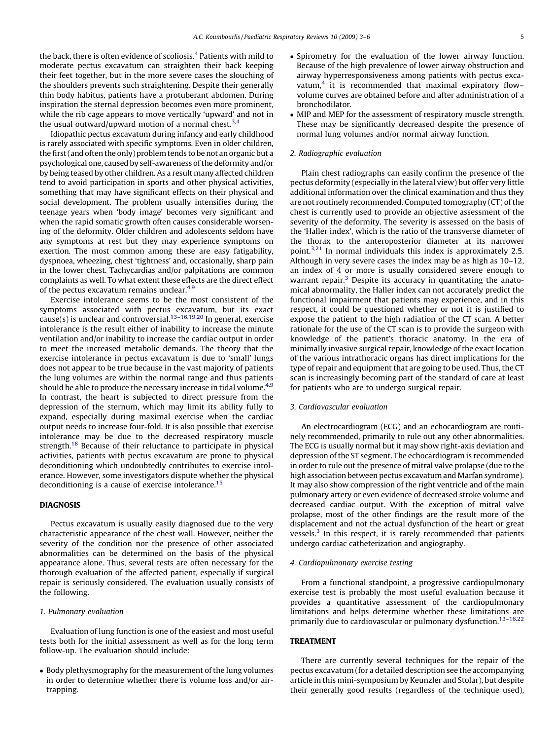the back, there is often evidence of scoliosis.[4] Patients with mild to moderate pectus excavatum can straighten their back keeping their feet together, but in the more severe cases the slouching of the shoulders prevents such straightening. Despite their generally thin body habitus, patients have a protuberant abdomen. During inspiration the sternal depression becomes even more prominent, while the rib cage appears to move vertically 'upward' and not in the usual outward/upward motion of a normal chest.[3,4]

Idiopathic pectus excavatum during infancy and early childhood is rarely associated with specific symptoms. Even in older children, the first (and often the only) problem tends to be not an organic but a psychological one, caused by self-awareness of the deformity and/or by being teased by other children. As a result many affected children tend to avoid participation in sports and other physical activities, something that may have significant effects on their physical and social development. The problem usually intensifies during the teenage years when 'body image' becomes very significant and when the rapid somatic growth often causes considerable worsening of the deformity. Older children and adolescents seldom have any symptoms at rest but they may experience symptoms on exertion. The most common among these are easy fatigability, dyspnoea, wheezing, chest 'tightness' and, occasionally, sharp pain in the lower chest. Tachycardias and/or palpitations are common complaints as well. To what extent these effects are the direct effect of the pectus excavatum remains unclear.[4,9]

Exercise intolerance seems to be the most consistent of the symptoms associated with pectus excavatum, but its exact cause(s) is unclear and controversial.[13–16,19,20] In general, exercise intolerance is the result either of inability to increase the minute ventilation and/or inability to increase the cardiac output in order to meet the increased metabolic demands. The theory that the exercise intolerance in pectus excavatum is due to 'small' lungs does not appear to be true because in the vast majority of patients the lung volumes are within the normal range and thus patients should be able to produce the necessary increase in tidal volume.[4,9] In contrast, the heart is subjected to direct pressure from the depression of the sternum, which may limit its ability fully to expand, especially during maximal exercise when the cardiac output needs to increase four-fold. It is also possible that exercise intolerance may be due to the decreased respiratory muscle strength.[18] Because of their reluctance to participate in physical activities, patients with pectus excavatum are prone to physical deconditioning which undoubtedly contributes to exercise intolerance. However, some investigators dispute whether the physical deconditioning is a cause of exercise intolerance.[15]

## DIAGNOSIS

Pectus excavatum is usually easily diagnosed due to the very characteristic appearance of the chest wall. However, neither the severity of the condition nor the presence of other associated abnormalities can be determined on the basis of the physical appearance alone. Thus, several tests are often necessary for the thorough evaluation of the affected patient, especially if surgical repair is seriously considered. The evaluation usually consists of the following.

### 1. Pulmonary evaluation

Evaluation of lung function is one of the easiest and most useful tests both for the initial assessment as well as for the long term follow-up. The evaluation should include:

- Body plethysmography for the measurement of the lung volumes in order to determine whether there is volume loss and/or air-trapping.
- Spirometry for the evaluation of the lower airway function. Because of the high prevalence of lower airway obstruction and airway hyperresponsiveness among patients with pectus excavatum,[4] it is recommended that maximal expiratory flow–volume curves are obtained before and after administration of a bronchodilator.
- MIP and MEP for the assessment of respiratory muscle strength. These may be significantly decreased despite the presence of normal lung volumes and/or normal airway function.

### 2. Radiographic evaluation

Plain chest radiographs can easily confirm the presence of the pectus deformity (especially in the lateral view) but offer very little additional information over the clinical examination and thus they are not routinely recommended. Computed tomography (CT) of the chest is currently used to provide an objective assessment of the severity of the deformity. The severity is assessed on the basis of the 'Haller index', which is the ratio of the transverse diameter of the thorax to the anteroposterior diameter at its narrower point.[3,21] In normal individuals this index is approximately 2.5. Although in very severe cases the index may be as high as 10–12, an index of 4 or more is usually considered severe enough to warrant repair.[3] Despite its accuracy in quantitating the anatomical abnormality, the Haller index can not accurately predict the functional impairment that patients may experience, and in this respect, it could be questioned whether or not it is justified to expose the patient to the high radiation of the CT scan. A better rationale for the use of the CT scan is to provide the surgeon with knowledge of the patient's thoracic anatomy. In the era of minimally invasive surgical repair, knowledge of the exact location of the various intrathoracic organs has direct implications for the type of repair and equipment that are going to be used. Thus, the CT scan is increasingly becoming part of the standard of care at least for patients who are to undergo surgical repair.

### 3. Cardiovascular evaluation

An electrocardiogram (ECG) and an echocardiogram are routinely recommended, primarily to rule out any other abnormalities. The ECG is usually normal but it may show right-axis deviation and depression of the ST segment. The echocardiogram is recommended in order to rule out the presence of mitral valve prolapse (due to the high association between pectus excavatum and Marfan syndrome). It may also show compression of the right ventricle and of the main pulmonary artery or even evidence of decreased stroke volume and decreased cardiac output. With the exception of mitral valve prolapse, most of the other findings are the result more of the displacement and not the actual dysfunction of the heart or great vessels.[3] In this respect, it is rarely recommended that patients undergo cardiac catheterization and angiography.

### 4. Cardiopulmonary exercise testing

From a functional standpoint, a progressive cardiopulmonary exercise test is probably the most useful evaluation because it provides a quantitative assessment of the cardiopulmonary limitations and helps determine whether these limitations are primarily due to cardiovascular or pulmonary dysfunction.[13–16,22]

## TREATMENT

There are currently several techniques for the repair of the pectus excavatum (for a detailed description see the accompanying article in this mini-symposium by Keunzler and Stolar), but despite their generally good results (regardless of the technique used),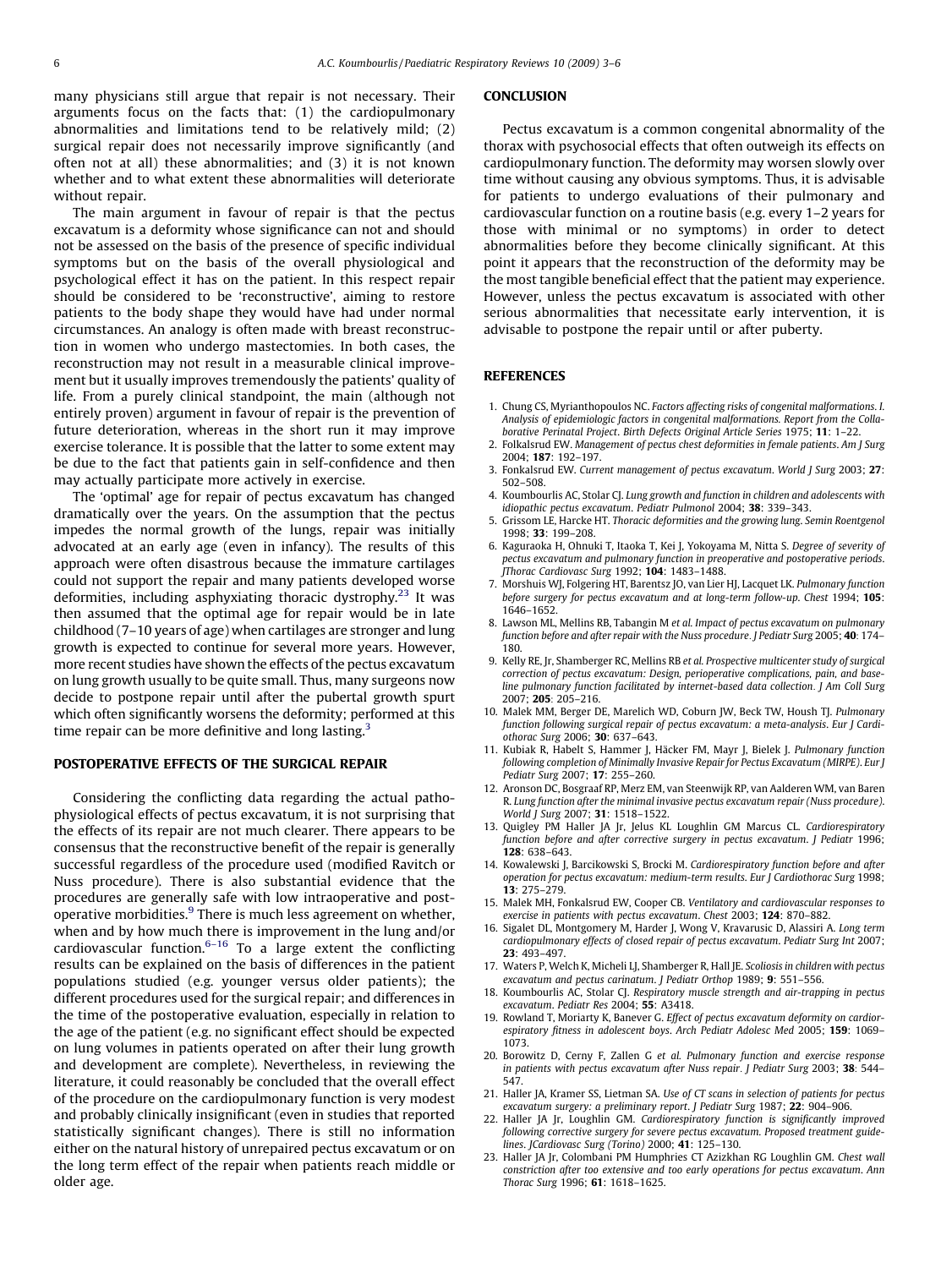many physicians still argue that repair is not necessary. Their arguments focus on the facts that: (1) the cardiopulmonary abnormalities and limitations tend to be relatively mild; (2) surgical repair does not necessarily improve significantly (and often not at all) these abnormalities; and (3) it is not known whether and to what extent these abnormalities will deteriorate without repair.

The main argument in favour of repair is that the pectus excavatum is a deformity whose significance can not and should not be assessed on the basis of the presence of specific individual symptoms but on the basis of the overall physiological and psychological effect it has on the patient. In this respect repair should be considered to be 'reconstructive', aiming to restore patients to the body shape they would have had under normal circumstances. An analogy is often made with breast reconstruction in women who undergo mastectomies. In both cases, the reconstruction may not result in a measurable clinical improvement but it usually improves tremendously the patients' quality of life. From a purely clinical standpoint, the main (although not entirely proven) argument in favour of repair is the prevention of future deterioration, whereas in the short run it may improve exercise tolerance. It is possible that the latter to some extent may be due to the fact that patients gain in self-confidence and then may actually participate more actively in exercise.

The 'optimal' age for repair of pectus excavatum has changed dramatically over the years. On the assumption that the pectus impedes the normal growth of the lungs, repair was initially advocated at an early age (even in infancy). The results of this approach were often disastrous because the immature cartilages could not support the repair and many patients developed worse deformities, including asphyxiating thoracic dystrophy.[23] It was then assumed that the optimal age for repair would be in late childhood (7–10 years of age) when cartilages are stronger and lung growth is expected to continue for several more years. However, more recent studies have shown the effects of the pectus excavatum on lung growth usually to be quite small. Thus, many surgeons now decide to postpone repair until after the pubertal growth spurt which often significantly worsens the deformity; performed at this time repair can be more definitive and long lasting.[3]

## POSTOPERATIVE EFFECTS OF THE SURGICAL REPAIR

Considering the conflicting data regarding the actual pathophysiological effects of pectus excavatum, it is not surprising that the effects of its repair are not much clearer. There appears to be consensus that the reconstructive benefit of the repair is generally successful regardless of the procedure used (modified Ravitch or Nuss procedure). There is also substantial evidence that the procedures are generally safe with low intraoperative and postoperative morbidities.[9] There is much less agreement on whether, when and by how much there is improvement in the lung and/or cardiovascular function.[6–16] To a large extent the conflicting results can be explained on the basis of differences in the patient populations studied (e.g. younger versus older patients); the different procedures used for the surgical repair; and differences in the time of the postoperative evaluation, especially in relation to the age of the patient (e.g. no significant effect should be expected on lung volumes in patients operated on after their lung growth and development are complete). Nevertheless, in reviewing the literature, it could reasonably be concluded that the overall effect of the procedure on the cardiopulmonary function is very modest and probably clinically insignificant (even in studies that reported statistically significant changes). There is still no information either on the natural history of unrepaired pectus excavatum or on the long term effect of the repair when patients reach middle or older age.

## CONCLUSION

Pectus excavatum is a common congenital abnormality of the thorax with psychosocial effects that often outweigh its effects on cardiopulmonary function. The deformity may worsen slowly over time without causing any obvious symptoms. Thus, it is advisable for patients to undergo evaluations of their pulmonary and cardiovascular function on a routine basis (e.g. every 1–2 years for those with minimal or no symptoms) in order to detect abnormalities before they become clinically significant. At this point it appears that the reconstruction of the deformity may be the most tangible beneficial effect that the patient may experience. However, unless the pectus excavatum is associated with other serious abnormalities that necessitate early intervention, it is advisable to postpone the repair until or after puberty.

## REFERENCES

1. Chung CS, Myrianthopoulos NC. *Factors affecting risks of congenital malformations. I. Analysis of epidemiologic factors in congenital malformations. Report from the Collaborative Perinatal Project. Birth Defects Original Article Series* 1975; **11**: 1–22.
2. Folkalsrud EW. *Management of pectus chest deformities in female patients. Am J Surg* 2004; **187**: 192–197.
3. Fonkalsrud EW. *Current management of pectus excavatum. World J Surg* 2003; **27**: 502–508.
4. Koumbourlis AC, Stolar CJ. *Lung growth and function in children and adolescents with idiopathic pectus excavatum. Pediatr Pulmonol* 2004; **38**: 339–343.
5. Grissom LE, Harcke HT. *Thoracic deformities and the growing lung. Semin Roentgenol* 1998; **33**: 199–208.
6. Kaguraoka H, Ohnuki T, Itaoka T, Kei J, Yokoyama M, Nitta S. *Degree of severity of pectus excavatum and pulmonary function in preoperative and postoperative periods. JThorac Cardiovasc Surg* 1992; **104**: 1483–1488.
7. Morshuis WJ, Folgering HT, Barentsz JO, van Lier HJ, Lacquet LK. *Pulmonary function before surgery for pectus excavatum and at long-term follow-up. Chest* 1994; **105**: 1646–1652.
8. Lawson ML, Mellins RB, Tabangin M *et al. Impact of pectus excavatum on pulmonary function before and after repair with the Nuss procedure. J Pediatr Surg* 2005; **40**: 174–180.
9. Kelly RE, Jr, Shamberger RC, Mellins RB *et al. Prospective multicenter study of surgical correction of pectus excavatum: Design, perioperative complications, pain, and baseline pulmonary function facilitated by internet-based data collection. J Am Coll Surg* 2007; **205**: 205–216.
10. Malek MM, Berger DE, Marelich WD, Coburn JW, Beck TW, Housh TJ. *Pulmonary function following surgical repair of pectus excavatum: a meta-analysis. Eur J Cardiothorac Surg* 2006; **30**: 637–643.
11. Kubiak R, Habelt S, Hammer J, Häcker FM, Mayr J, Bielek J. *Pulmonary function following completion of Minimally Invasive Repair for Pectus Excavatum (MIRPE). Eur J Pediatr Surg* 2007; **17**: 255–260.
12. Aronson DC, Bosgraaf RP, Merz EM, van Steenwijk RP, van Aalderen WM, van Baren R. *Lung function after the minimal invasive pectus excavatum repair (Nuss procedure). World J Surg* 2007; **31**: 1518–1522.
13. Quigley PM Haller JA Jr, Jelus KL Loughlin GM Marcus CL. *Cardiorespiratory function before and after corrective surgery in pectus excavatum. J Pediatr* 1996; **128**: 638–643.
14. Kowalewski J, Barcikowski S, Brocki M. *Cardiorespiratory function before and after operation for pectus excavatum: medium-term results. Eur J Cardiothorac Surg* 1998; **13**: 275–279.
15. Malek MH, Fonkalsrud EW, Cooper CB. *Ventilatory and cardiovascular responses to exercise in patients with pectus excavatum. Chest* 2003; **124**: 870–882.
16. Sigalet DL, Montgomery M, Harder J, Wong V, Kravarusic D, Alassiri A. *Long term cardiopulmonary effects of closed repair of pectus excavatum. Pediatr Surg Int* 2007; **23**: 493–497.
17. Waters P, Welch K, Micheli LJ, Shamberger R, Hall JE. *Scoliosis in children with pectus excavatum and pectus carinatum. J Pediatr Orthop* 1989; **9**: 551–556.
18. Koumbourlis AC, Stolar CJ. *Respiratory muscle strength and air-trapping in pectus excavatum. Pediatr Res* 2004; **55**: A3418.
19. Rowland T, Moriarty K, Banever G. *Effect of pectus excavatum deformity on cardiorespiratory fitness in adolescent boys. Arch Pediatr Adolesc Med* 2005; **159**: 1069–1073.
20. Borowitz D, Cerny F, Zallen G *et al. Pulmonary function and exercise response in patients with pectus excavatum after Nuss repair. J Pediatr Surg* 2003; **38**: 544–547.
21. Haller JA, Kramer SS, Lietman SA. *Use of CT scans in selection of patients for pectus excavatum surgery: a preliminary report. J Pediatr Surg* 1987; **22**: 904–906.
22. Haller JA Jr, Loughlin GM. *Cardiorespiratory function is significantly improved following corrective surgery for severe pectus excavatum. Proposed treatment guidelines. JCardiovasc Surg (Torino)* 2000; **41**: 125–130.
23. Haller JA Jr, Colombani PM Humphries CT Azizkhan RG Loughlin GM. *Chest wall constriction after too extensive and too early operations for pectus excavatum. Ann Thorac Surg* 1996; **61**: 1618–1625.